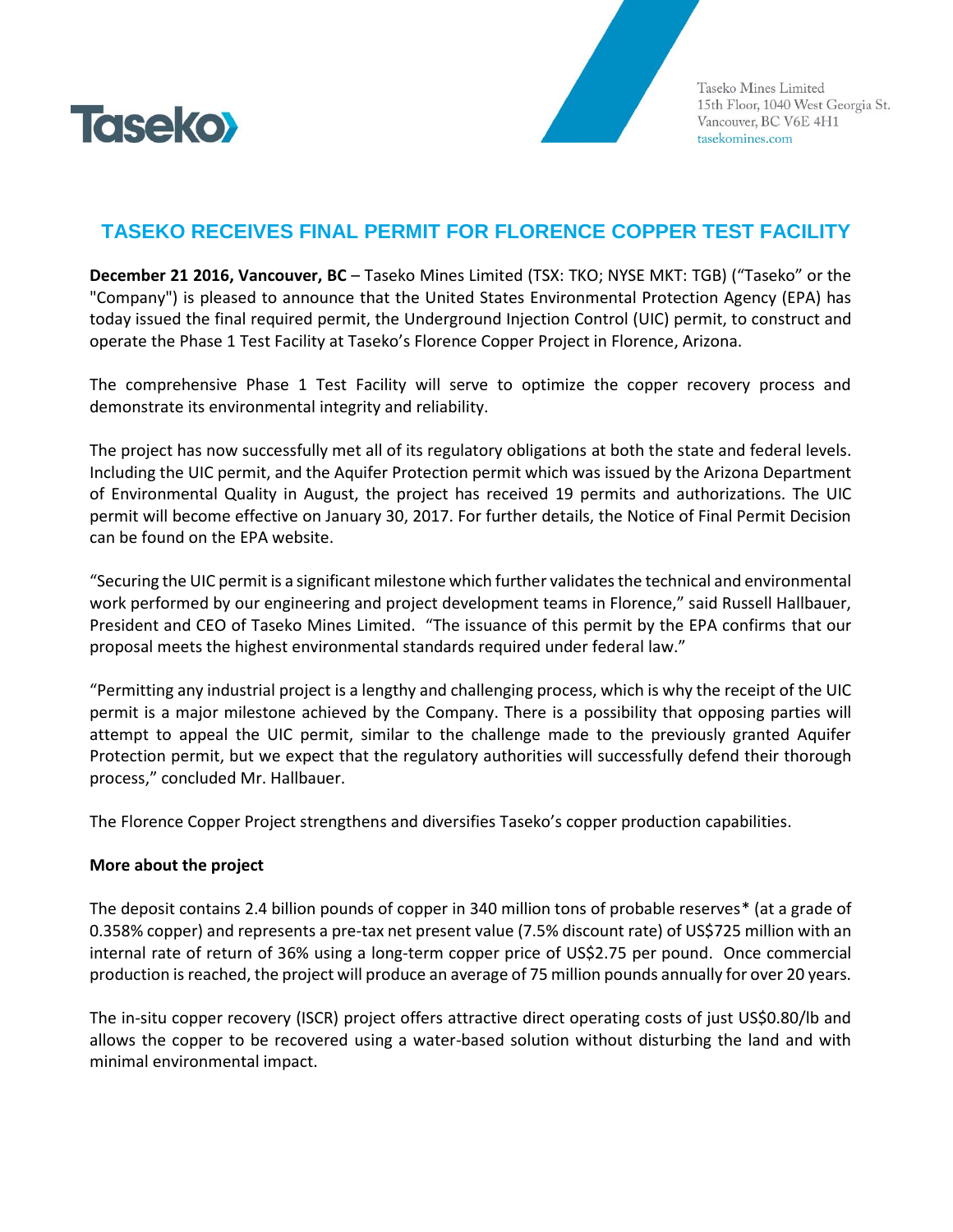Taseko

Taseko Mines Limited
15th Floor, 1040 West Georgia St.
Vancouver, BC V6E 4H1
tasekomines.com

# TASEKO RECEIVES FINAL PERMIT FOR FLORENCE COPPER TEST FACILITY

**December 21 2016, Vancouver, BC** – Taseko Mines Limited (TSX: TKO; NYSE MKT: TGB) ("Taseko" or the "Company") is pleased to announce that the United States Environmental Protection Agency (EPA) has today issued the final required permit, the Underground Injection Control (UIC) permit, to construct and operate the Phase 1 Test Facility at Taseko's Florence Copper Project in Florence, Arizona.

The comprehensive Phase 1 Test Facility will serve to optimize the copper recovery process and demonstrate its environmental integrity and reliability.

The project has now successfully met all of its regulatory obligations at both the state and federal levels. Including the UIC permit, and the Aquifer Protection permit which was issued by the Arizona Department of Environmental Quality in August, the project has received 19 permits and authorizations. The UIC permit will become effective on January 30, 2017. For further details, the Notice of Final Permit Decision can be found on the EPA website.

"Securing the UIC permit is a significant milestone which further validates the technical and environmental work performed by our engineering and project development teams in Florence," said Russell Hallbauer, President and CEO of Taseko Mines Limited. "The issuance of this permit by the EPA confirms that our proposal meets the highest environmental standards required under federal law."

"Permitting any industrial project is a lengthy and challenging process, which is why the receipt of the UIC permit is a major milestone achieved by the Company. There is a possibility that opposing parties will attempt to appeal the UIC permit, similar to the challenge made to the previously granted Aquifer Protection permit, but we expect that the regulatory authorities will successfully defend their thorough process," concluded Mr. Hallbauer.

The Florence Copper Project strengthens and diversifies Taseko's copper production capabilities.

**More about the project**

The deposit contains 2.4 billion pounds of copper in 340 million tons of probable reserves* (at a grade of 0.358% copper) and represents a pre-tax net present value (7.5% discount rate) of US$725 million with an internal rate of return of 36% using a long-term copper price of US$2.75 per pound. Once commercial production is reached, the project will produce an average of 75 million pounds annually for over 20 years.

The in-situ copper recovery (ISCR) project offers attractive direct operating costs of just US$0.80/lb and allows the copper to be recovered using a water-based solution without disturbing the land and with minimal environmental impact.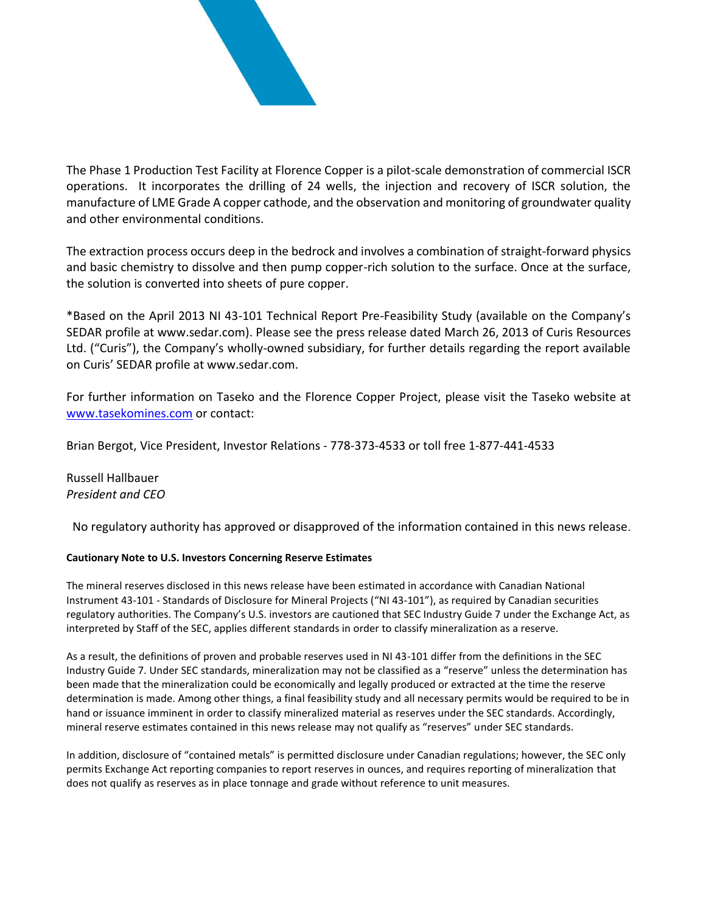The Phase 1 Production Test Facility at Florence Copper is a pilot-scale demonstration of commercial ISCR operations. It incorporates the drilling of 24 wells, the injection and recovery of ISCR solution, the manufacture of LME Grade A copper cathode, and the observation and monitoring of groundwater quality and other environmental conditions.

The extraction process occurs deep in the bedrock and involves a combination of straight-forward physics and basic chemistry to dissolve and then pump copper-rich solution to the surface. Once at the surface, the solution is converted into sheets of pure copper.

*Based on the April 2013 NI 43-101 Technical Report Pre-Feasibility Study (available on the Company's SEDAR profile at www.sedar.com). Please see the press release dated March 26, 2013 of Curis Resources Ltd. ("Curis"), the Company's wholly-owned subsidiary, for further details regarding the report available on Curis' SEDAR profile at www.sedar.com.

For further information on Taseko and the Florence Copper Project, please visit the Taseko website at [www.tasekomines.com](http://www.tasekomines.com) or contact:

Brian Bergot, Vice President, Investor Relations - 778-373-4533 or toll free 1-877-441-4533

Russell Hallbauer
*President and CEO*

No regulatory authority has approved or disapproved of the information contained in this news release.

**Cautionary Note to U.S. Investors Concerning Reserve Estimates**

The mineral reserves disclosed in this news release have been estimated in accordance with Canadian National Instrument 43-101 - Standards of Disclosure for Mineral Projects ("NI 43-101"), as required by Canadian securities regulatory authorities. The Company's U.S. investors are cautioned that SEC Industry Guide 7 under the Exchange Act, as interpreted by Staff of the SEC, applies different standards in order to classify mineralization as a reserve.

As a result, the definitions of proven and probable reserves used in NI 43-101 differ from the definitions in the SEC Industry Guide 7. Under SEC standards, mineralization may not be classified as a "reserve" unless the determination has been made that the mineralization could be economically and legally produced or extracted at the time the reserve determination is made. Among other things, a final feasibility study and all necessary permits would be required to be in hand or issuance imminent in order to classify mineralized material as reserves under the SEC standards. Accordingly, mineral reserve estimates contained in this news release may not qualify as "reserves" under SEC standards.

In addition, disclosure of "contained metals" is permitted disclosure under Canadian regulations; however, the SEC only permits Exchange Act reporting companies to report reserves in ounces, and requires reporting of mineralization that does not qualify as reserves as in place tonnage and grade without reference to unit measures.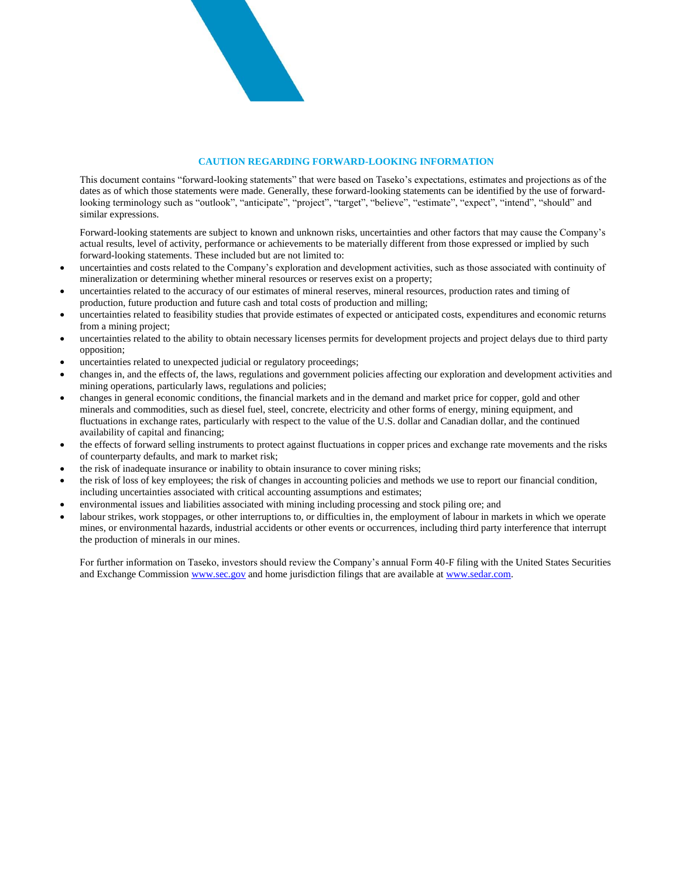## CAUTION REGARDING FORWARD-LOOKING INFORMATION

This document contains "forward-looking statements" that were based on Taseko's expectations, estimates and projections as of the dates as of which those statements were made. Generally, these forward-looking statements can be identified by the use of forward-looking terminology such as "outlook", "anticipate", "project", "target", "believe", "estimate", "expect", "intend", "should" and similar expressions.

Forward-looking statements are subject to known and unknown risks, uncertainties and other factors that may cause the Company's actual results, level of activity, performance or achievements to be materially different from those expressed or implied by such forward-looking statements. These included but are not limited to:

- uncertainties and costs related to the Company's exploration and development activities, such as those associated with continuity of mineralization or determining whether mineral resources or reserves exist on a property;
- uncertainties related to the accuracy of our estimates of mineral reserves, mineral resources, production rates and timing of production, future production and future cash and total costs of production and milling;
- uncertainties related to feasibility studies that provide estimates of expected or anticipated costs, expenditures and economic returns from a mining project;
- uncertainties related to the ability to obtain necessary licenses permits for development projects and project delays due to third party opposition;
- uncertainties related to unexpected judicial or regulatory proceedings;
- changes in, and the effects of, the laws, regulations and government policies affecting our exploration and development activities and mining operations, particularly laws, regulations and policies;
- changes in general economic conditions, the financial markets and in the demand and market price for copper, gold and other minerals and commodities, such as diesel fuel, steel, concrete, electricity and other forms of energy, mining equipment, and fluctuations in exchange rates, particularly with respect to the value of the U.S. dollar and Canadian dollar, and the continued availability of capital and financing;
- the effects of forward selling instruments to protect against fluctuations in copper prices and exchange rate movements and the risks of counterparty defaults, and mark to market risk;
- the risk of inadequate insurance or inability to obtain insurance to cover mining risks;
- the risk of loss of key employees; the risk of changes in accounting policies and methods we use to report our financial condition, including uncertainties associated with critical accounting assumptions and estimates;
- environmental issues and liabilities associated with mining including processing and stock piling ore; and
- labour strikes, work stoppages, or other interruptions to, or difficulties in, the employment of labour in markets in which we operate mines, or environmental hazards, industrial accidents or other events or occurrences, including third party interference that interrupt the production of minerals in our mines.

For further information on Taseko, investors should review the Company's annual Form 40-F filing with the United States Securities and Exchange Commission www.sec.gov and home jurisdiction filings that are available at www.sedar.com.